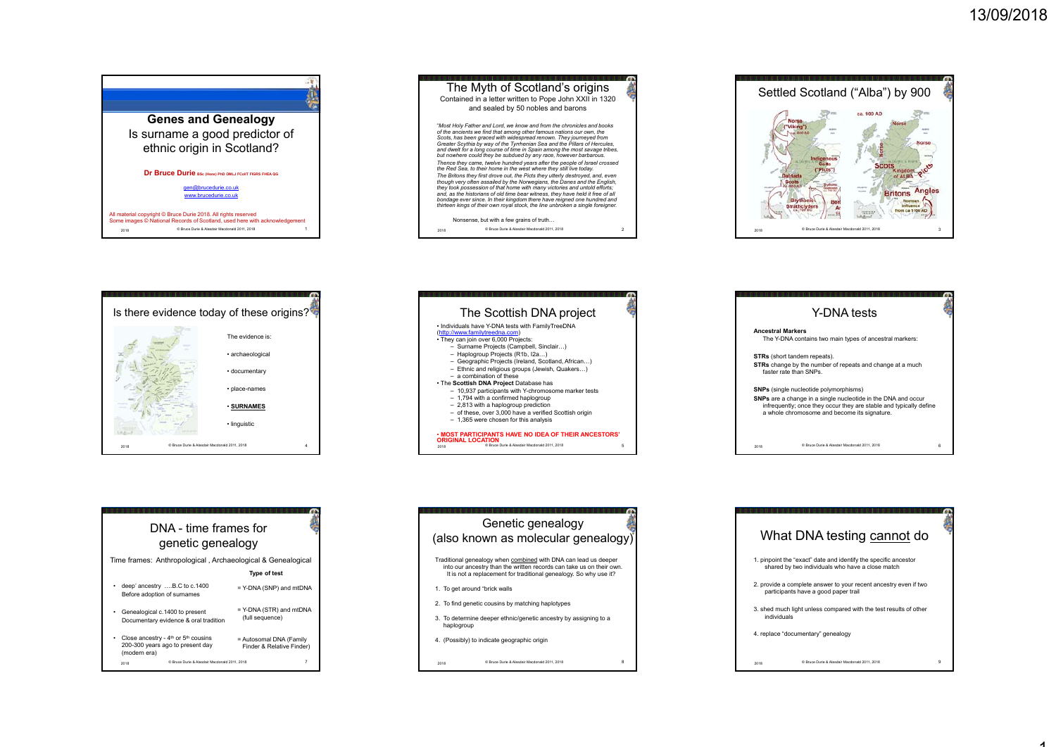## Genes and Genealogy

Is surname a good predictor of ethnic origin in Scotland?

**Dr Bruce Durie** BSc (Hons) PhD OMLJ FCollT FIGRS FHEA QG

gen@brucedurie.co.uk

www.brucedurie.co.uk

All material copyright © Bruce Durie 2018. All rights reserved

Some images © National Records of Scotland, used here with acknowledgement

## The Myth of Scotland's origins

Contained in a letter written to Pope John XXII in 1320 and sealed by 50 nobles and barons

*"Most Holy Father and Lord, we know and from the chronicles and books of the ancients we find that among other famous nations our own, the Scots, has been graced with widespread renown. They journeyed from Greater Scythia by way of the Tyrrhenian Sea and the Pillars of Hercules, and dwelt for a long course of time in Spain among the most savage tribes, but nowhere could they be subdued by any race, however barbarous.*

*Thence they came, twelve hundred years after the people of Israel crossed the Red Sea, to their home in the west where they still live today.*

*The Britons they first drove out, the Picts they utterly destroyed, and, even though very often assailed by the Norwegians, the Danes and the English, they took possession of that home with many victories and untold efforts; and, as the historians of old time bear witness, they have held it free of all bondage ever since. In their kingdom there have reigned one hundred and thirteen kings of their own royal stock, the line unbroken a single foreigner.*

Nonsense, but with a few grains of truth…

## Settled Scotland ("Alba") by 900

## Is there evidence today of these origins?

The evidence is:

- archaeological
- documentary
- place-names
- **SURNAMES**
- linguistic

## The Scottish DNA project

- Individuals have Y-DNA tests with FamilyTreeDNA (http://www.familytreedna.com)
- They can join over 6,000 Projects:
  - Surname Projects (Campbell, Sinclair…)
  - Haplogroup Projects (R1b, I2a…)
  - Geographic Projects (Ireland, Scotland, African…)
  - Ethnic and religious groups (Jewish, Quakers…)
  - a combination of these
- The **Scottish DNA Project** Database has
  - 10,937 participants with Y-chromosome marker tests
  - 1,794 with a confirmed haplogroup
  - 2,813 with a haplogroup prediction
  - of these, over 3,000 have a verified Scottish origin
  - 1,365 were chosen for this analysis

**• MOST PARTICIPANTS HAVE NO IDEA OF THEIR ANCESTORS' ORIGINAL LOCATION**

## Y-DNA tests

**Ancestral Markers**

The Y-DNA contains two main types of ancestral markers:

**STRs** (short tandem repeats).

**STRs** change by the number of repeats and change at a much faster rate than SNPs.

**SNPs** (single nucleotide polymorphisms)

**SNPs** are a change in a single nucleotide in the DNA and occur infrequently; once they occur they are stable and typically define a whole chromosome and become its signature.

## DNA - time frames for genetic genealogy

Time frames: Anthropological , Archaeological & Genealogical

| | **Type of test** |
|---|---|
| • deep' ancestry ….B.C to c.1400 Before adoption of surnames | = Y-DNA (SNP) and mtDNA |
| • Genealogical c.1400 to present Documentary evidence & oral tradition | = Y-DNA (STR) and mtDNA (full sequence) |
| • Close ancestry - 4th or 5th cousins 200-300 years ago to present day (modern era) | = Autosomal DNA (Family Finder & Relative Finder) |

## Genetic genealogy (also known as molecular genealogy)

Traditional genealogy when combined with DNA can lead us deeper into our ancestry than the written records can take us on their own. It is not a replacement for traditional genealogy. So why use it?

1. To get around "brick walls
2. To find genetic cousins by matching haplotypes
3. To determine deeper ethnic/genetic ancestry by assigning to a haplogroup
4. (Possibly) to indicate geographic origin

## What DNA testing cannot do

1. pinpoint the "exact" date and identify the specific ancestor shared by two individuals who have a close match
2. provide a complete answer to your recent ancestry even if two participants have a good paper trail
3. shed much light unless compared with the test results of other individuals
4. replace "documentary" genealogy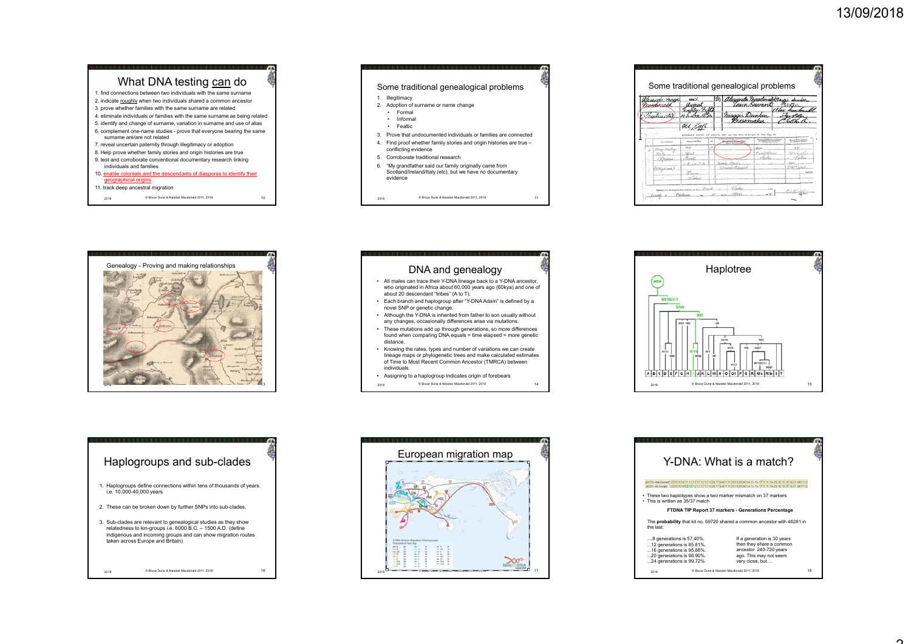# What DNA testing can do

1. find connections between two individuals with the same surname
2. indicate roughly when two individuals shared a common ancestor
3. prove whether families with the same surname are related
4. eliminate individuals or families with the same surname as being related
5. identify and change of surname, variation in surname and use of alias
6. complement one-name studies - prove that everyone bearing the same surname are/are not related
7. reveal uncertain paternity through illegitimacy or adoption
8. Help prove whether family stories and origin histories are true
9. test and corroborate conventional documentary research linking individuals and families
10. enable colonials and the descendants of diasporas to identify their geographical origins
11. track deep ancestral migration

© Bruce Durie & Alasdair Macdonald 2011, 2018

## Some traditional genealogical problems

1. Illegitimacy
2. Adoption of surname or name change
   - Formal
   - Informal
   - Fealtic
3. Prove that undocumented individuals or families are connected
4. Find proof whether family stories and origin histories are true – conflicting evidence
5. Corroborate traditional research
6. "My grandfather said our family originally came from Scotland/Ireland/Italy (etc), but we have no documentary evidence

© Bruce Durie & Alasdair Macdonald 2011, 2018

## Some traditional genealogical problems

## Genealogy - Proving and making relationships

## DNA and genealogy

- All males can trace their Y-DNA lineage back to a Y-DNA ancestor, who originated in Africa about 60,000 years ago (60kya) and one of about 20 descendant "tribes" (A to T).
- Each branch and haplogroup after "Y-DNA Adam" is defined by a novel SNP or genetic change.
- Although the Y-DNA is inherited from father to son usually without any changes, occasionally differences arise via mutations.
- These mutations add up through generations, so more differences found when comparing DNA equals = time elapsed = more genetic distance.
- Knowing the rates, types and number of variations we can create lineage maps or phylogenetic trees and make calculated estimates of Time to Most Recent Common Ancestor (TMRCA) between individuals.
- Assigning to a haplogroup indicates origin of forebears

© Bruce Durie & Alasdair Macdonald 2011, 2018

## Haplotree

© Bruce Durie & Alasdair Macdonald 2011, 2018

## Haplogroups and sub-clades

1. Haplogroups define connections within tens of thousands of years. i.e. 10,000-40,000 years
2. These can be broken down by further SNPs into sub-clades.
3. Sub-clades are relevant to genealogical studies as they show relatedness to kin-groups i.e. 6000 B.C. – 1500 A.D. (define indigenous and incoming groups and can show migration routes taken across Europe and Britain)

© Bruce Durie & Alasdair Macdonald 2011, 2018

## European migration map

## Y-DNA: What is a match?

- These two haplotypes show a two marker mismatch on 37 markers
- This is written as 35/37 match

**FTDNA TIP Report 37 markers - Generations Percentage**

The **probability** that kit no. 69720 shared a common ancestor with 46281 in the last:

....8 generations is 57.40%.
...12 generations is 85.81%.
...16 generations is 95.88%.
...20 generations is 98.90%.
...24 generations is 99.72%.

If a generation is 30 years then they share a common ancestor 240-720 years ago. This may not seem very close, but….

© Bruce Durie & Alasdair Macdonald 2011, 2018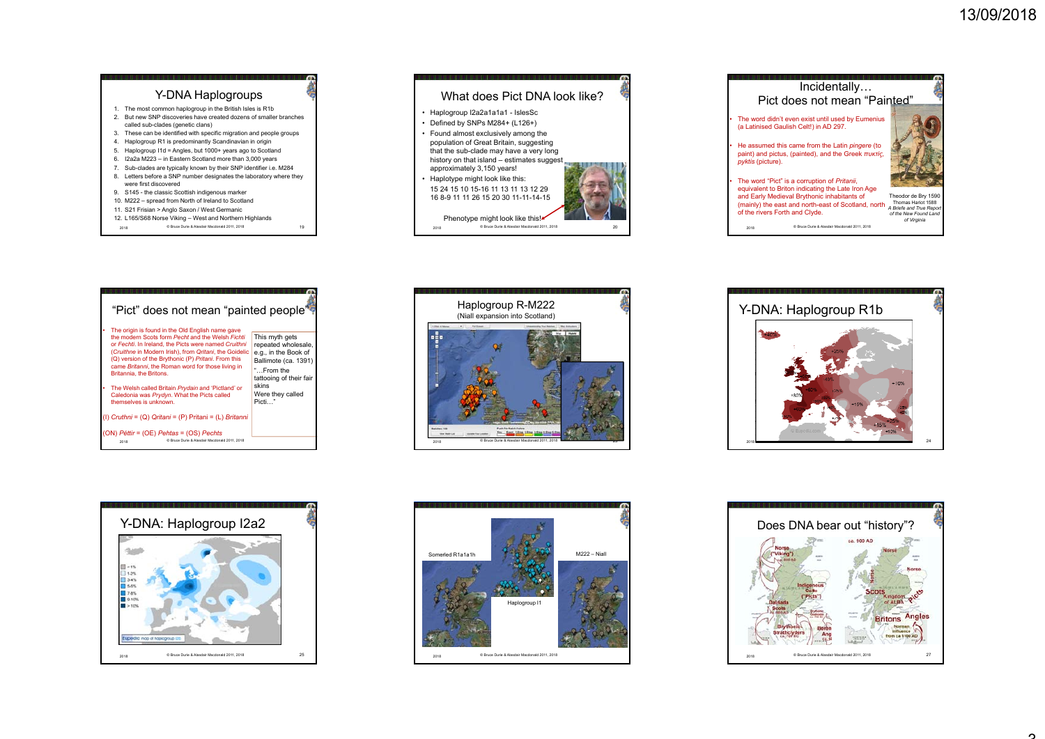## Y-DNA Haplogroups

1. The most common haplogroup in the British Isles is R1b
2. But new SNP discoveries have created dozens of smaller branches called sub-clades (genetic clans)
3. These can be identified with specific migration and people groups
4. Haplogroup R1 is predominantly Scandinavian in origin
5. Haplogroup I1d = Angles, but 1000+ years ago to Scotland
6. I2a2a M223 – in Eastern Scotland more than 3,000 years
7. Sub-clades are typically known by their SNP identifier i.e. M284
8. Letters before a SNP number designates the laboratory where they were first discovered
9. S145 - the classic Scottish indigenous marker
10. M222 – spread from North of Ireland to Scotland
11. S21 Frisian > Anglo Saxon / West Germanic
12. L165/S68 Norse Viking – West and Northern Highlands

## What does Pict DNA look like?

- Haplogroup I2a2a1a1a1 - IslesSc
- Defined by SNPs M284+ (L126+)
- Found almost exclusively among the population of Great Britain, suggesting that the sub-clade may have a very long history on that island – estimates suggest approximately 3,150 years!
- Haplotype might look like this:

15 24 15 10 15-16 11 13 11 13 12 29
16 8-9 11 11 26 15 20 30 11-11-14-15

Phenotype might look like this!

## Incidentally… Pict does not mean "Painted"

- The word didn't even exist until used by Eumenius (a Latinised Gaulish Celt!) in AD 297.
- He assumed this came from the Latin *pingere* (to paint) and pictus, (painted), and the Greek *πυκτίς*, *pyktis* (picture).
- The word "Pict" is a corruption of *Pritanii*, equivalent to Briton indicating the Late Iron Age and Early Medieval Brythonic inhabitants of (mainly) the east and north-east of Scotland, north of the rivers Forth and Clyde.

Theodor de Bry 1590
Thomas Hariot 1588
*A Briefe and True Report of the New Found Land of Virginia*

## "Pict" does not mean "painted people"

- The origin is found in the Old English name gave the modern Scots form *Pecht* and the Welsh *Ffichti* or *Fechti*. In Ireland, the Picts were named *Cruithni* (*Cruithne* in Modern Irish), from *Qritani*, the Goidelic (Q) version of the Brythonic (P) *Pritani*. From this came *Britanni*, the Roman word for those living in Britannia, the Britons.
- The Welsh called Britain *Prydain* and 'Pictland' or Caledonia was *Prydyn*. What the Picts called themselves is unknown.

(I) *Cruthni* = (Q) *Qritani* = (P) Pritani = (L) *Britanni*

(ON) *Péttir* = (OE) *Pehtas* = (OS) *Pechts*

This myth gets repeated wholesale, e.g., in the Book of Ballimote (ca. 1391)
"…From the tattooing of their fair skins
Were they called Picti…"

## Haplogroup R-M222

(Niall expansion into Scotland)

## Y-DNA: Haplogroup R1b

## Y-DNA: Haplogroup I2a2

Eupedia map of haplogroup I2a

Somerled R1a1a1h

Haplogroup I1

M222 – Niall

## Does DNA bear out "history"?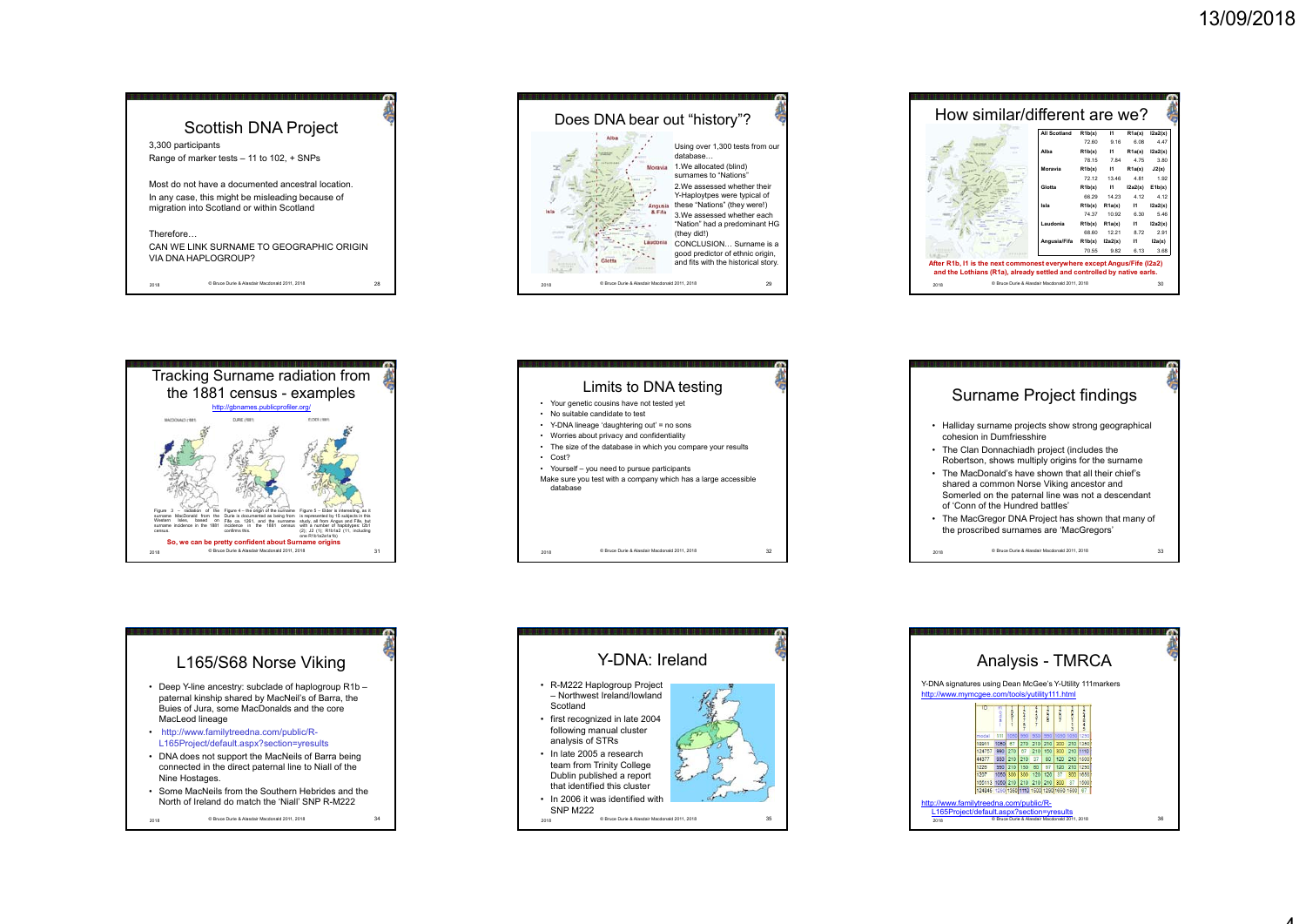## Scottish DNA Project

3,300 participants

Range of marker tests – 11 to 102, + SNPs

Most do not have a documented ancestral location.

In any case, this might be misleading because of migration into Scotland or within Scotland

Therefore…

CAN WE LINK SURNAME TO GEOGRAPHIC ORIGIN VIA DNA HAPLOGROUP?

© Bruce Durie & Alasdair Macdonald 2011, 2018

## Does DNA bear out "history"?

Alba, Moravia, Angusia & Fifa, Isla, Laudonia, Glotta

Using over 1,300 tests from our database…

1. We allocated (blind) surnames to "Nations"
2. We assessed whether their Y-Haplotypes were typical of these "Nations" (they were!)
3. We assessed whether each "Nation" had a predominant HG (they did!)

CONCLUSION… Surname is a good predictor of ethnic origin, and fits with the historical story.

© Bruce Durie & Alasdair Macdonald 2011, 2018

## How similar/different are we?

| All Scotland | R1b(x) | I1 | R1a(x) | I2a2(x) |
|---|---|---|---|---|
| | 72.60 | 9.16 | 6.08 | 4.47 |
| Alba | R1b(x) | I1 | R1a(x) | I2a2(x) |
| | 78.15 | 7.84 | 4.75 | 3.80 |
| Moravia | R1b(x) | I1 | R1a(x) | J2(x) |
| | 72.12 | 13.46 | 4.81 | 1.92 |
| Glotta | R1b(x) | I1 | I2a2(x) | E1b(x) |
| | 66.29 | 14.23 | 4.12 | 4.12 |
| Isla | R1b(x) | R1a(x) | I1 | I2a2(x) |
| | 74.37 | 10.92 | 6.30 | 5.46 |
| Laudonia | R1b(x) | R1a(x) | I1 | I2a2(x) |
| | 68.60 | 12.21 | 8.72 | 2.91 |
| Angusia/Fifa | R1b(x) | I2a2(x) | I1 | I2a(x) |
| | 70.55 | 9.82 | 8.13 | 3.68 |

After R1b, I1 is the next commonest everywhere except Angus/Fife (I2a2) and the Lothians (R1a), already settled and controlled by native earls.

© Bruce Durie & Alasdair Macdonald 2011, 2018

## Tracking Surname radiation from the 1881 census - examples

http://gbnames.publicprofiler.org/

MACDONALD (1881) DURIE (1881) ELDER (1881)

Figure 3 – radiation of the surname MacDonald from the Western Isles, based on surname incidence in the 1881 census.

Figure 4 – the origin of the surname Durie is documented as being from Fife ca. 1261, and the surname incidence in the 1881 census confirms this.

Figure 5 – Elder is interesting, as it is represented by 15 subjects in this study, all from Angus and Fife, but with a number of haplotypes: I2b1 (2), J2 (1), R1b1a2 (11, including one R1b1a2a1a1b).

So, we can be pretty confident about Surname origins

© Bruce Durie & Alasdair Macdonald 2011, 2018

## Limits to DNA testing

- Your genetic cousins have not tested yet
- No suitable candidate to test
- Y-DNA lineage 'daughtering out' = no sons
- Worries about privacy and confidentiality
- The size of the database in which you compare your results
- Cost?
- Yourself – you need to pursue participants

Make sure you test with a company which has a large accessible database

© Bruce Durie & Alasdair Macdonald 2011, 2018

## Surname Project findings

- Halliday surname projects show strong geographical cohesion in Dumfriesshire
- The Clan Donnachiadh project (includes the Robertson, shows multiply origins for the surname
- The MacDonald's have shown that all their chief's shared a common Norse Viking ancestor and Somerled on the paternal line was not a descendant of 'Conn of the Hundred battles'
- The MacGregor DNA Project has shown that many of the proscribed surnames are 'MacGregors'

© Bruce Durie & Alasdair Macdonald 2011, 2018

## L165/S68 Norse Viking

- Deep Y-line ancestry: subclade of haplogroup R1b – paternal kinship shared by MacNeil's of Barra, the Buies of Jura, some MacDonalds and the core MacLeod lineage
- http://www.familytreedna.com/public/R-L165Project/default.aspx?section=yresults
- DNA does not support the MacNeils of Barra being connected in the direct paternal line to Niall of the Nine Hostages.
- Some MacNeils from the Southern Hebrides and the North of Ireland do match the 'Niall' SNP R-M222

© Bruce Durie & Alasdair Macdonald 2011, 2018

## Y-DNA: Ireland

- R-M222 Haplogroup Project – Northwest Ireland/lowland Scotland
- first recognized in late 2004 following manual cluster analysis of STRs
- In late 2005 a research team from Trinity College Dublin published a report that identified this cluster
- In 2006 it was identified with SNP M222

© Bruce Durie & Alasdair Macdonald 2011, 2018

## Analysis - TMRCA

Y-DNA signatures using Dean McGee's Y-Utility 111markers
http://www.mymcgee.com/tools/yutility111.html

| ID | | | | | | | | | | |
|---|---|---|---|---|---|---|---|---|---|---|
| modal | 111 | 1050 | 930 | 300 | 300 | 1650 | 1650 | 1650 | 1250 | |
| 18911 | 1050 | 87 | 270 | 210 | 210 | 300 | 210 | 1350 | | |
| 124757 | 930 | 270 | 87 | 210 | 150 | 300 | 210 | 1110 | | |
| 44377 | 930 | 210 | 210 | 37 | 60 | 120 | 210 | 1000 | | |
| 1225 | 300 | 210 | 150 | 60 | 37 | 120 | 210 | 1250 | | |
| 1207 | 1050 | 300 | 300 | 120 | 120 | 37 | 300 | 1650 | | |
| 165113 | 1050 | 210 | 210 | 210 | 210 | 300 | 37 | 1000 | | |
| 124846 | 1250 | 1350 | 1110 | 1000 | 1250 | 1650 | 1000 | 37 | | |

http://www.familytreedna.com/public/R-L165Project/default.aspx?section=yresults

© Bruce Durie & Alasdair Macdonald 2011, 2018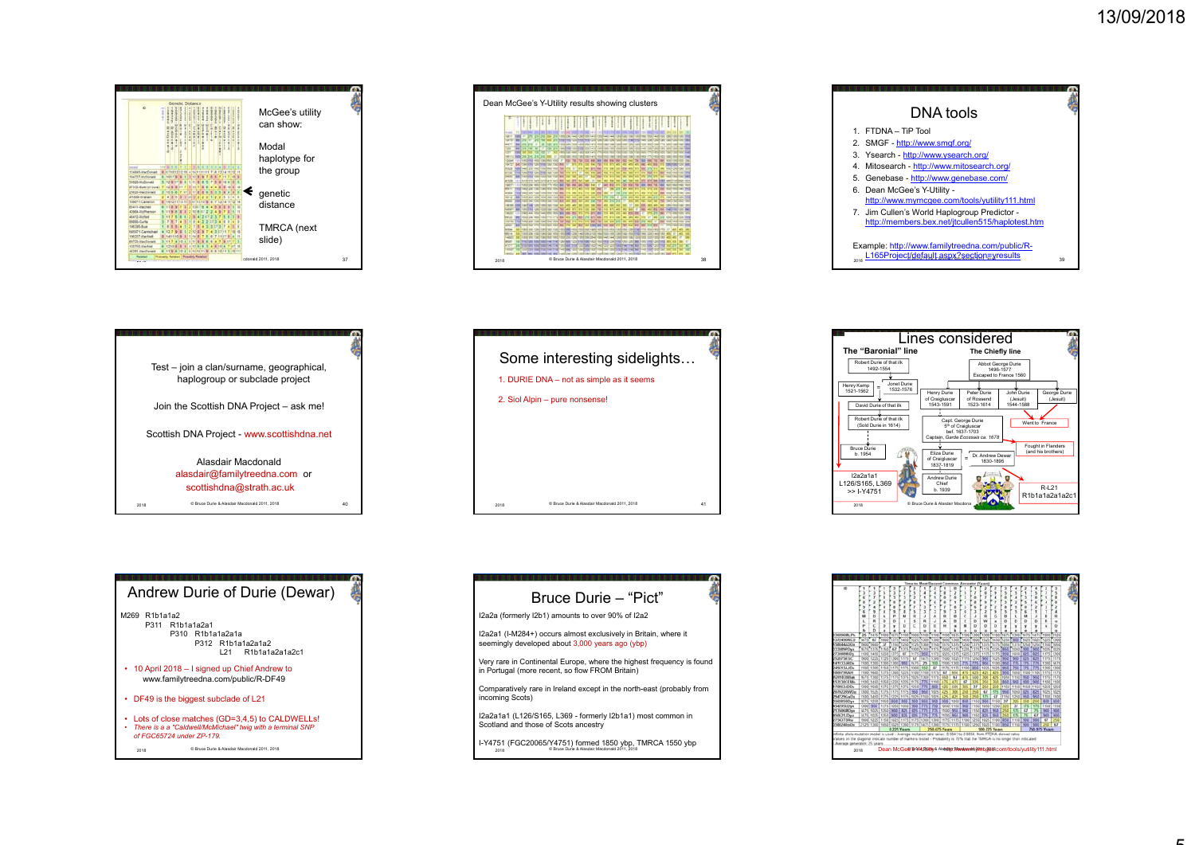**Slide 37**

McGee's utility can show:

Modal haplotype for the group

genetic distance

TMRCA (next slide)

**Slide 38**

Dean McGee's Y-Utility results showing clusters

**Slide 39**

# DNA tools

1. FTDNA – TiP Tool
2. SMGF - http://www.smgf.org/
3. Ysearch - http://www.ysearch.org/
4. Mitosearch - http://www.mitosearch.org/
5. Genebase - http://www.genebase.com/
6. Dean McGee's Y-Utility - http://www.mymcgee.com/tools/yutility111.html
7. Jim Cullen's World Haplogroup Predictor - http://members.bex.net/jtcullen515/haplotest.htm

Example: http://www.familytreedna.com/public/R-L165Project/default.aspx?section=yresults

**Slide 40**

Test – join a clan/surname, geographical, haplogroup or subclade project

Join the Scottish DNA Project – ask me!

Scottish DNA Project - www.scottishdna.net

Alasdair Macdonald
alasdair@familytreedna.com or
scottishdna@strath.ac.uk

**Slide 41**

# Some interesting sidelights…

1. DURIE DNA – not as simple as it seems
2. Siol Alpin – pure nonsense!

**Slide 42**

# Lines considered

The "Baronial" line | The Chiefly line

- Robert Durie of that ilk 1492-1554
- Henry Kemp 1521-1562 = Janet Durie 1532-1576
- David Durie of that ilk
- Robert Durie of that ilk (Sold Durie in 1614)
- Bruce Durie b. 1954
- I2a2a1a1 L126/S165, L369 >> I-Y4751
- Abbot George Durie 1496-1577 Escaped to France 1560
- Henry Durie of Craigluscar 1543-1591
- Peter Durie of Rossend 1523-1614
- John Durie (Jesuit) 1544-1588
- George Durie (Jesuit)
- Went to France
- Capt. George Durie 5th of Craigluscar bef. 1637-1703 Captain, Garde Écossais ca. 1678
- Fought in Flanders (and his brothers)
- Eliza Durie of Craigluscar 1837-1819 = Dr. Andrew Dewar 1830-1895
- Andrew Durie Chief b. 1939
- R-L21 R1b1a1a2a1a2c1

**Slide 43**

# Andrew Durie of Durie (Dewar)

M269 R1b1a1a2
P311 R1b1a1a2a1
P310 R1b1a1a2a1a
P312 R1b1a1a2a1a2
L21 R1b1a1a2a1a2c1

- 10 April 2018 – I signed up Chief Andrew to www.familytreedna.com/public/R-DF49
- DF49 is the biggest subclade of L21
- Lots of close matches (GD=3,4,5) to CALDWELLs!
- *There is a a "Caldwell/McMichael" twig with a terminal SNP of FGC65724 under ZP-179.*

**Slide 44**

# Bruce Durie – "Pict"

I2a2a (formerly I2b1) amounts to over 90% of I2a2

I2a2a1 (I-M284+) occurs almost exclusively in Britain, where it seemingly developed about 3,000 years ago (ybp)

Very rare in Continental Europe, where the highest frequency is found in Portugal (more recent, so from Britain)

Comparatively rare in Ireland except in the north-east (probably from incoming Scots)

I2a2a1a1 (L126/S165, L369 - formerly I2b1a1) most common in Scotland and those of Scots ancestry

I-Y4751 (FGC20065/Y4751) formed 1850 ybp, TMRCA 1550 ybp

**Slide 45**

Dean McGee's Y-Utility – http://www.mymcgee.com/tools/yutility111.html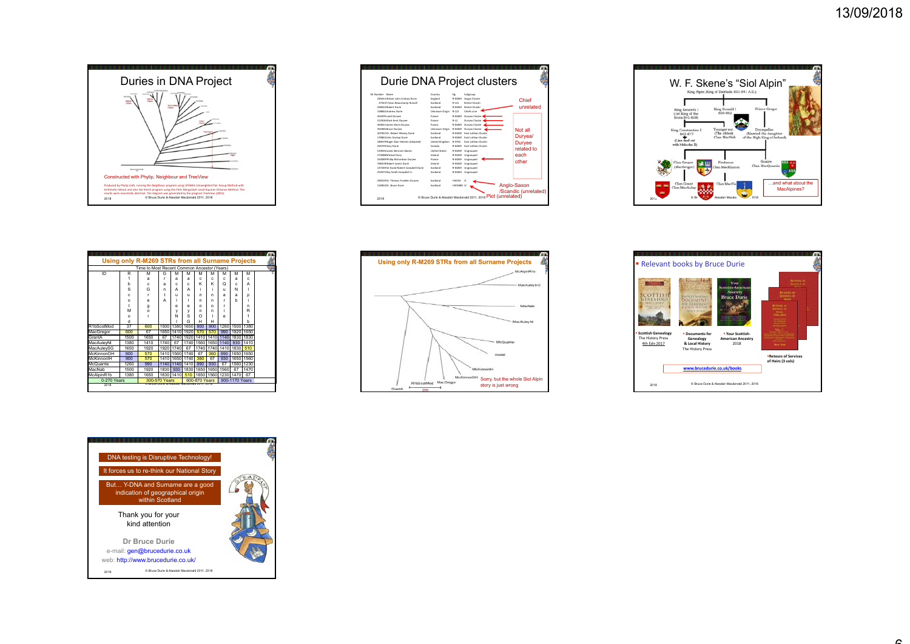## Duries in DNA Project

Constructed with Phylip, Neighbour and TreeView

Produced by Phylip 3.69, running the Neighbour program using UPGMA (Unweighted Pair Group Method with Arithmetic Mean) and also the Kitsch program using the Fitch-Margoliash Least-Squares Distance Method. The results were essentially identical. The diagram was generated by the program TreeView (2001).

## Durie DNA Project clusters

Chief unrelated

Not all Duryea/ Duryee related to each other

Anglo-Saxon /Scandic (unrelated)

Pict (unrelated)

## W. F. Skene's "Siol Alpin"

...and what about the MacAlpines?

## Using only R-M269 STRs from all Surname Projects

| Time to Most Recent Common Ancestor (Years) | | | | | | | | | | |
|---|---|---|---|---|---|---|---|---|---|---|
| ID | R1bScotMod | MacGregor | GrantA | MacAulayNI | MacAulaySG | McKinnonOH | McKinnonIH | McQuarrie | MacNab | McAlpinR1b |
| R1bScotMod | 37 | 600 | 1500 | 1380 | 1650 | 900 | 900 | 1260 | 1500 | 1380 |
| MacGregor | 600 | 67 | 1650 | 1410 | 1920 | 570 | 570 | 990 | 1920 | 1650 |
| GrantA | 1500 | 1650 | 67 | 1740 | 1920 | 1410 | 1410 | 1140 | 1830 | 1830 |
| MacAulayNI | 1380 | 1410 | 1740 | 67 | 1740 | 1560 | 1650 | 1140 | 930 | 1410 |
| MacAulaySG | 1650 | 1920 | 1920 | 1740 | 67 | 1740 | 1740 | 1410 | 1830 | 510 |
| McKinnonOH | 900 | 570 | 1410 | 1560 | 1740 | 67 | 360 | 990 | 1650 | 1650 |
| McKinnonIH | 900 | 570 | 1410 | 1650 | 1740 | 360 | 67 | 930 | 1650 | 1560 |
| McQuarrie | 1260 | 990 | 1140 | 1140 | 1410 | 990 | 930 | 67 | 1560 | 1230 |
| MacNab | 1500 | 1920 | 1830 | 930 | 1830 | 1650 | 1650 | 1560 | 67 | 1470 |
| McAlpinR1b | 1380 | 1650 | 1830 | 1410 | 510 | 1650 | 1560 | 1230 | 1470 | 67 |

0-270 Years | 300-570 Years | 600-870 Years | 900-1170 Years

## Using only R-M269 STRs from all Surname Projects

McAlpinR1b
MacAulaySG
MacNab
MacAulayNI
McQuarrie
modal
McKinnonIH
McKinnonOH
R1bScotMod
MacGregor
GrantA
200

Sorry, but the whole Siol Alpin story is just wrong

## Relevant books by Bruce Durie

- Scottish Genealogy, The History Press, 4th Edn 2017
- Documents for Genealogy & Local History, The History Press
- Your Scottish-American Ancestry, 2018
- Retours of Services of Heirs (3 vols)

www.brucedurie.co.uk/books

---

DNA testing is Disruptive Technology!

It forces us to re-think our National Story

But… Y-DNA and Surname are a good indication of geographical origin within Scotland

Thank you for your kind attention

**Dr Bruce Durie**

e-mail: gen@brucedurie.co.uk

web: http://www.brucedurie.co.uk/

© Bruce Durie & Alasdair Macdonald 2011, 2018